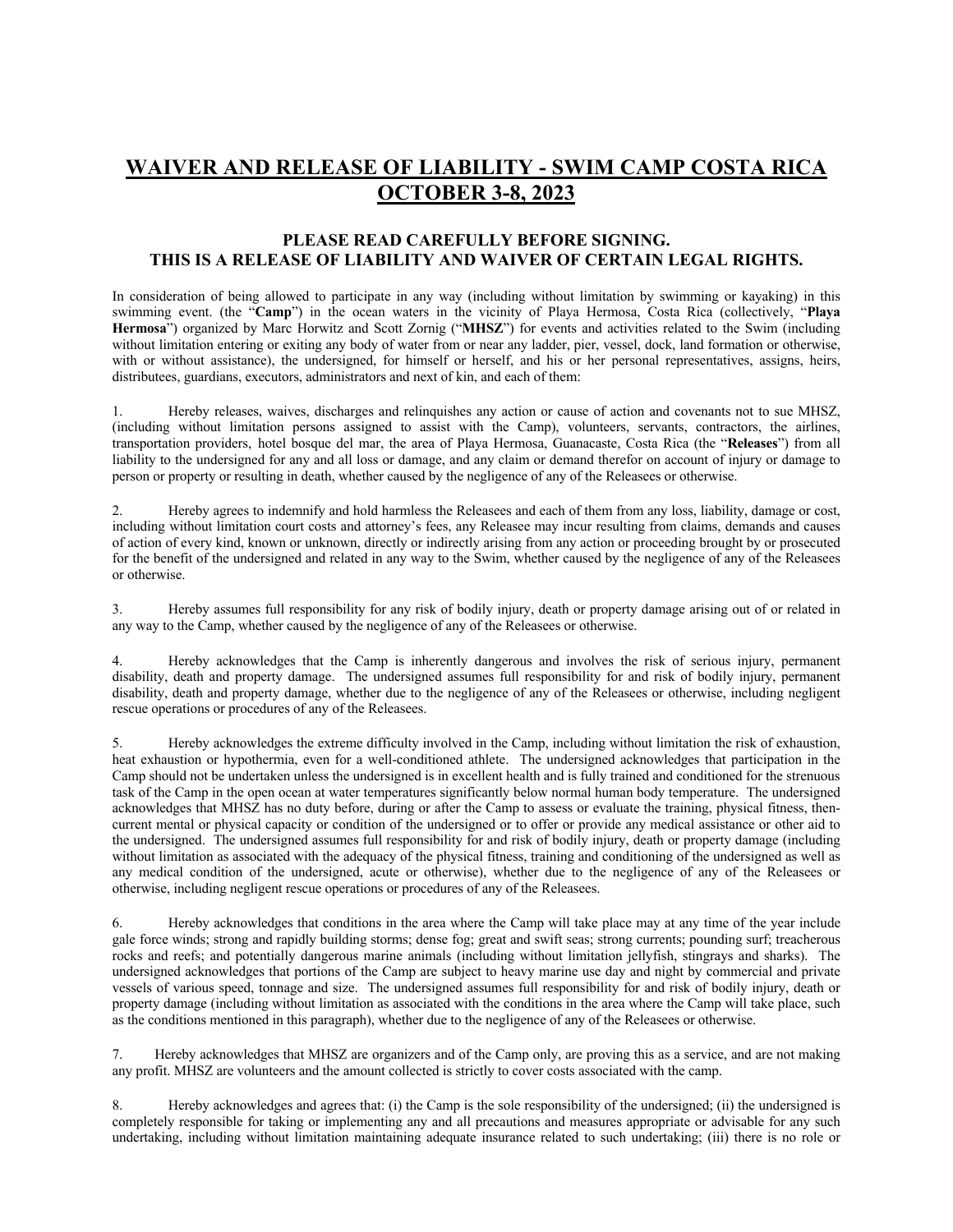# WAIVER AND RELEASE OF LIABILITY - SWIM CAMP COSTA RICA OCTOBER 3-8, 2023

## PLEASE READ CAREFULLY BEFORE SIGNING. THIS IS A RELEASE OF LIABILITY AND WAIVER OF CERTAIN LEGAL RIGHTS.

In consideration of being allowed to participate in any way (including without limitation by swimming or kayaking) in this swimming event. (the "**Camp**") in the ocean waters in the vicinity of Playa Hermosa, Costa Rica (collectively, "**Playa Hermosa**") organized by Marc Horwitz and Scott Zornig ("**MHSZ**") for events and activities related to the Swim (including without limitation entering or exiting any body of water from or near any ladder, pier, vessel, dock, land formation or otherwise, with or without assistance), the undersigned, for himself or herself, and his or her personal representatives, assigns, heirs, distributees, guardians, executors, administrators and next of kin, and each of them:

1. Hereby releases, waives, discharges and relinquishes any action or cause of action and covenants not to sue MHSZ, (including without limitation persons assigned to assist with the Camp), volunteers, servants, contractors, the airlines, transportation providers, hotel bosque del mar, the area of Playa Hermosa, Guanacaste, Costa Rica (the "**Releases**") from all liability to the undersigned for any and all loss or damage, and any claim or demand therefor on account of injury or damage to person or property or resulting in death, whether caused by the negligence of any of the Releasees or otherwise.

2. Hereby agrees to indemnify and hold harmless the Releasees and each of them from any loss, liability, damage or cost, including without limitation court costs and attorney's fees, any Releasee may incur resulting from claims, demands and causes of action of every kind, known or unknown, directly or indirectly arising from any action or proceeding brought by or prosecuted for the benefit of the undersigned and related in any way to the Swim, whether caused by the negligence of any of the Releasees or otherwise.

3. Hereby assumes full responsibility for any risk of bodily injury, death or property damage arising out of or related in any way to the Camp, whether caused by the negligence of any of the Releasees or otherwise.

4. Hereby acknowledges that the Camp is inherently dangerous and involves the risk of serious injury, permanent disability, death and property damage. The undersigned assumes full responsibility for and risk of bodily injury, permanent disability, death and property damage, whether due to the negligence of any of the Releasees or otherwise, including negligent rescue operations or procedures of any of the Releasees.

5. Hereby acknowledges the extreme difficulty involved in the Camp, including without limitation the risk of exhaustion, heat exhaustion or hypothermia, even for a well-conditioned athlete. The undersigned acknowledges that participation in the Camp should not be undertaken unless the undersigned is in excellent health and is fully trained and conditioned for the strenuous task of the Camp in the open ocean at water temperatures significantly below normal human body temperature. The undersigned acknowledges that MHSZ has no duty before, during or after the Camp to assess or evaluate the training, physical fitness, then-current mental or physical capacity or condition of the undersigned or to offer or provide any medical assistance or other aid to the undersigned. The undersigned assumes full responsibility for and risk of bodily injury, death or property damage (including without limitation as associated with the adequacy of the physical fitness, training and conditioning of the undersigned as well as any medical condition of the undersigned, acute or otherwise), whether due to the negligence of any of the Releasees or otherwise, including negligent rescue operations or procedures of any of the Releasees.

6. Hereby acknowledges that conditions in the area where the Camp will take place may at any time of the year include gale force winds; strong and rapidly building storms; dense fog; great and swift seas; strong currents; pounding surf; treacherous rocks and reefs; and potentially dangerous marine animals (including without limitation jellyfish, stingrays and sharks). The undersigned acknowledges that portions of the Camp are subject to heavy marine use day and night by commercial and private vessels of various speed, tonnage and size. The undersigned assumes full responsibility for and risk of bodily injury, death or property damage (including without limitation as associated with the conditions in the area where the Camp will take place, such as the conditions mentioned in this paragraph), whether due to the negligence of any of the Releasees or otherwise.

7. Hereby acknowledges that MHSZ are organizers and of the Camp only, are proving this as a service, and are not making any profit. MHSZ are volunteers and the amount collected is strictly to cover costs associated with the camp.

8. Hereby acknowledges and agrees that: (i) the Camp is the sole responsibility of the undersigned; (ii) the undersigned is completely responsible for taking or implementing any and all precautions and measures appropriate or advisable for any such undertaking, including without limitation maintaining adequate insurance related to such undertaking; (iii) there is no role or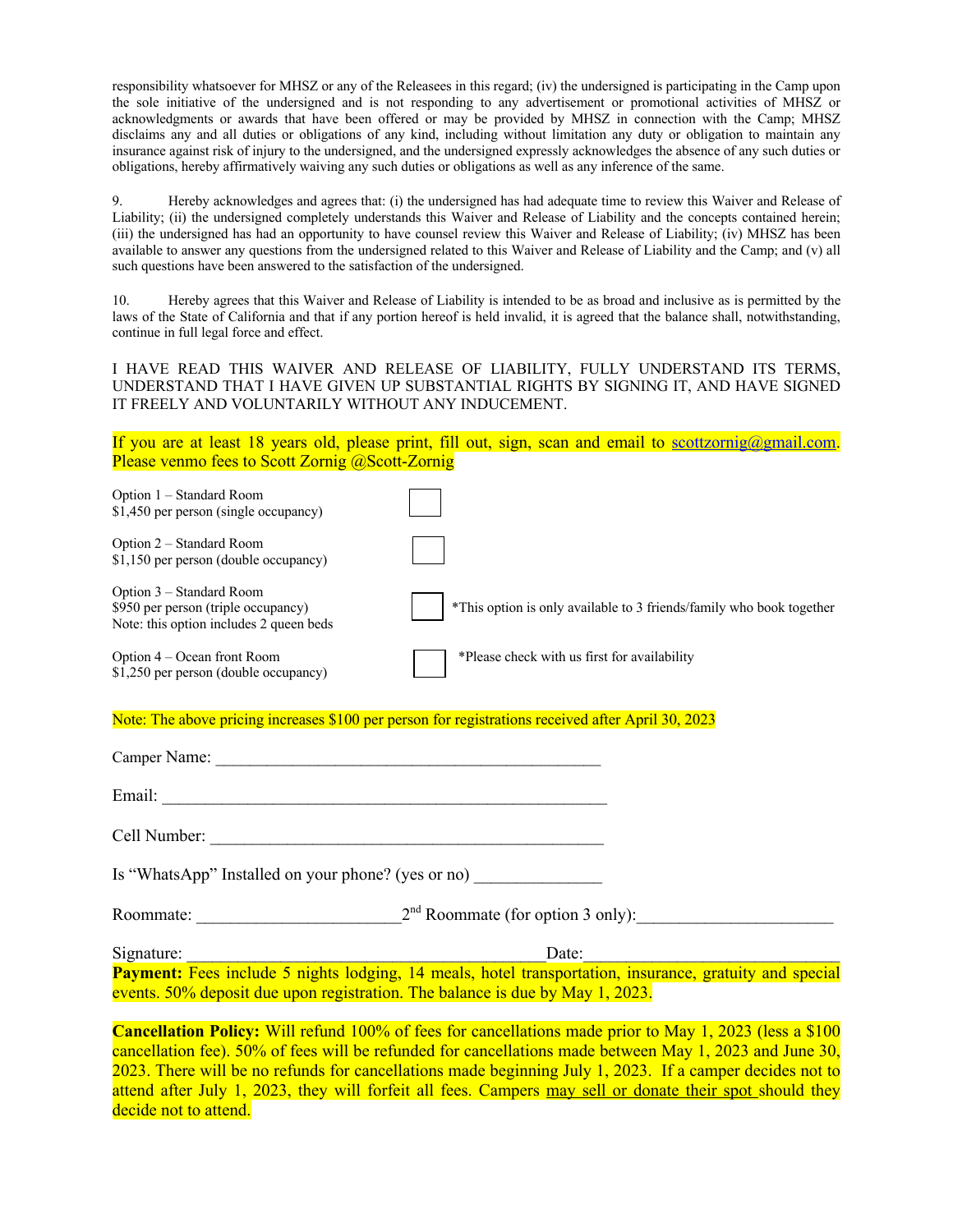responsibility whatsoever for MHSZ or any of the Releasees in this regard; (iv) the undersigned is participating in the Camp upon the sole initiative of the undersigned and is not responding to any advertisement or promotional activities of MHSZ or acknowledgments or awards that have been offered or may be provided by MHSZ in connection with the Camp; MHSZ disclaims any and all duties or obligations of any kind, including without limitation any duty or obligation to maintain any insurance against risk of injury to the undersigned, and the undersigned expressly acknowledges the absence of any such duties or obligations, hereby affirmatively waiving any such duties or obligations as well as any inference of the same.

9. Hereby acknowledges and agrees that: (i) the undersigned has had adequate time to review this Waiver and Release of Liability; (ii) the undersigned completely understands this Waiver and Release of Liability and the concepts contained herein; (iii) the undersigned has had an opportunity to have counsel review this Waiver and Release of Liability; (iv) MHSZ has been available to answer any questions from the undersigned related to this Waiver and Release of Liability and the Camp; and (v) all such questions have been answered to the satisfaction of the undersigned.

10. Hereby agrees that this Waiver and Release of Liability is intended to be as broad and inclusive as is permitted by the laws of the State of California and that if any portion hereof is held invalid, it is agreed that the balance shall, notwithstanding, continue in full legal force and effect.

I HAVE READ THIS WAIVER AND RELEASE OF LIABILITY, FULLY UNDERSTAND ITS TERMS, UNDERSTAND THAT I HAVE GIVEN UP SUBSTANTIAL RIGHTS BY SIGNING IT, AND HAVE SIGNED IT FREELY AND VOLUNTARILY WITHOUT ANY INDUCEMENT.

If you are at least 18 years old, please print, fill out, sign, scan and email to scottzornig@gmail.com. Please venmo fees to Scott Zornig @Scott-Zornig

Option 1 – Standard Room
$1,450 per person (single occupancy) ☐

Option 2 – Standard Room
$1,150 per person (double occupancy) ☐

Option 3 – Standard Room
$950 per person (triple occupancy)
Note: this option includes 2 queen beds ☐ *This option is only available to 3 friends/family who book together

Option 4 – Ocean front Room
$1,250 per person (double occupancy) ☐ *Please check with us first for availability

Note: The above pricing increases $100 per person for registrations received after April 30, 2023

Camper Name: ____________________________________________

Email: ___________________________________________________

Cell Number: _____________________________________________

Is "WhatsApp" Installed on your phone? (yes or no) ______________

Roommate: _______________________ 2nd Roommate (for option 3 only): ______________________

Signature: _________________________________________ Date: ____________________________

**Payment:** Fees include 5 nights lodging, 14 meals, hotel transportation, insurance, gratuity and special events. 50% deposit due upon registration. The balance is due by May 1, 2023.

**Cancellation Policy:** Will refund 100% of fees for cancellations made prior to May 1, 2023 (less a $100 cancellation fee). 50% of fees will be refunded for cancellations made between May 1, 2023 and June 30, 2023. There will be no refunds for cancellations made beginning July 1, 2023. If a camper decides not to attend after July 1, 2023, they will forfeit all fees. Campers may sell or donate their spot should they decide not to attend.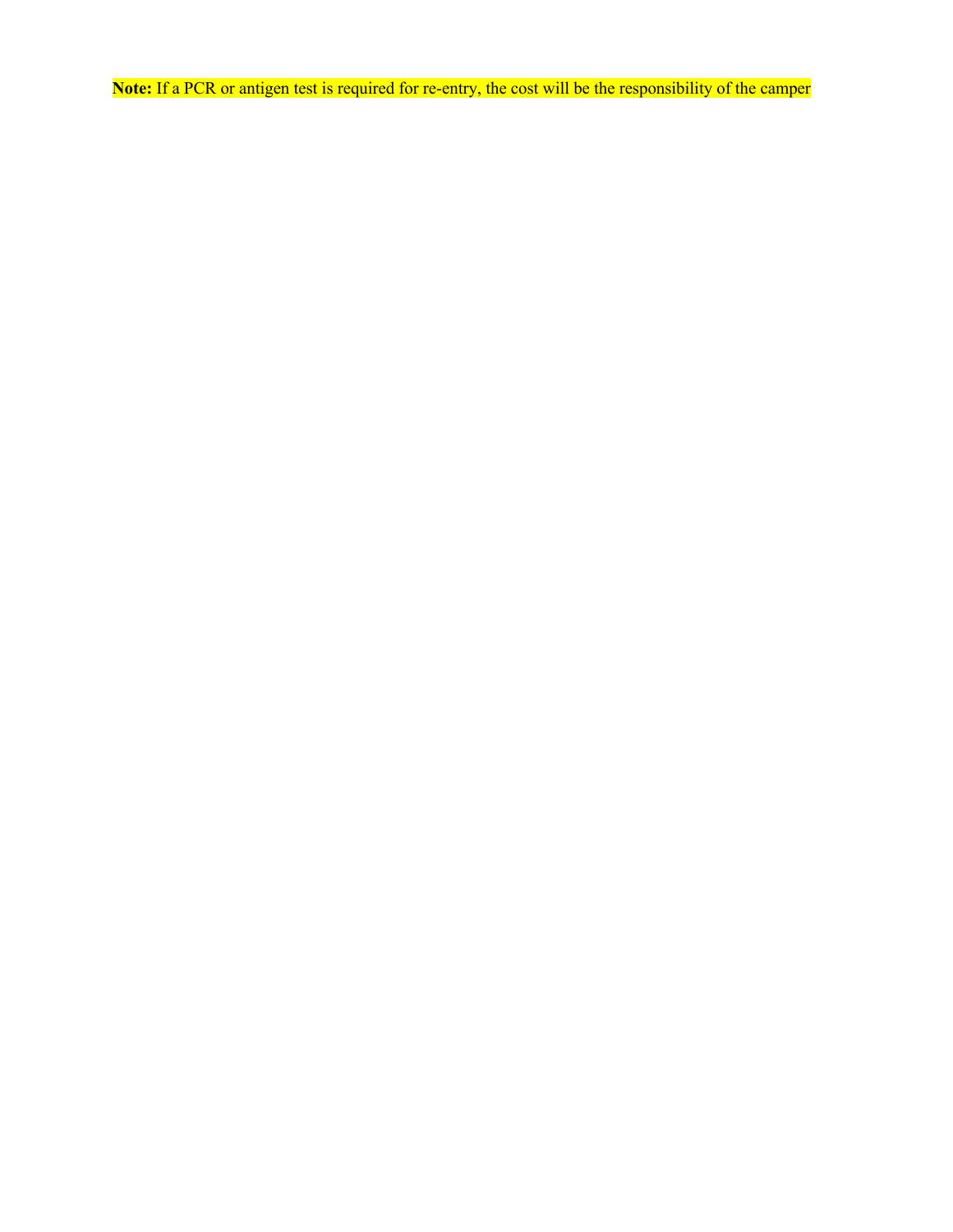**Note:** If a PCR or antigen test is required for re-entry, the cost will be the responsibility of the camper